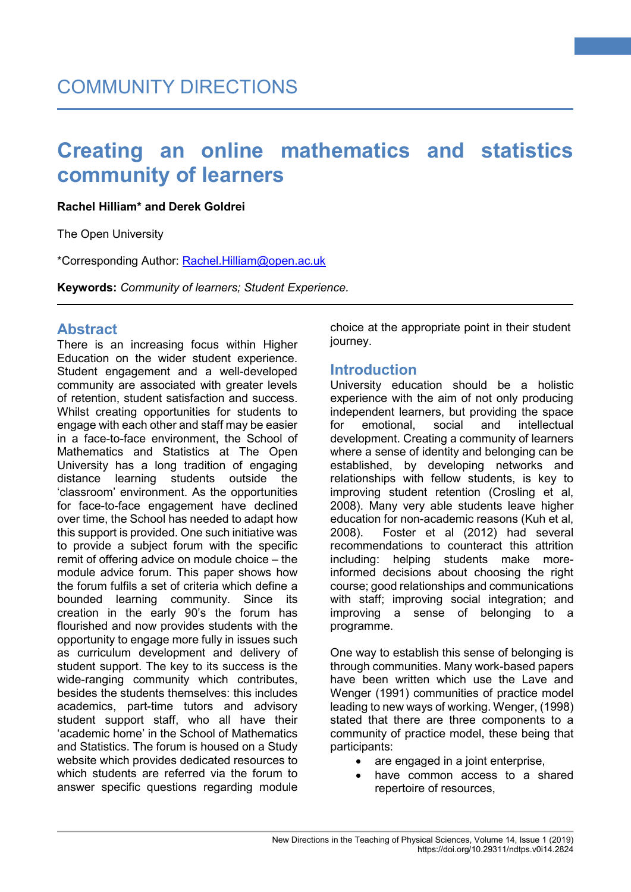COMMUNITY DIRECTIONS

# Creating an online mathematics and statistics community of learners

**Rachel Hilliam* and Derek Goldrei**

The Open University

*Corresponding Author: Rachel.Hilliam@open.ac.uk

**Keywords:** *Community of learners; Student Experience.*

## Abstract

There is an increasing focus within Higher Education on the wider student experience. Student engagement and a well-developed community are associated with greater levels of retention, student satisfaction and success. Whilst creating opportunities for students to engage with each other and staff may be easier in a face-to-face environment, the School of Mathematics and Statistics at The Open University has a long tradition of engaging distance learning students outside the 'classroom' environment. As the opportunities for face-to-face engagement have declined over time, the School has needed to adapt how this support is provided. One such initiative was to provide a subject forum with the specific remit of offering advice on module choice – the module advice forum. This paper shows how the forum fulfils a set of criteria which define a bounded learning community. Since its creation in the early 90's the forum has flourished and now provides students with the opportunity to engage more fully in issues such as curriculum development and delivery of student support. The key to its success is the wide-ranging community which contributes, besides the students themselves: this includes academics, part-time tutors and advisory student support staff, who all have their 'academic home' in the School of Mathematics and Statistics. The forum is housed on a Study website which provides dedicated resources to which students are referred via the forum to answer specific questions regarding module choice at the appropriate point in their student journey.

## Introduction

University education should be a holistic experience with the aim of not only producing independent learners, but providing the space for emotional, social and intellectual development. Creating a community of learners where a sense of identity and belonging can be established, by developing networks and relationships with fellow students, is key to improving student retention (Crosling et al, 2008). Many very able students leave higher education for non-academic reasons (Kuh et al, 2008). Foster et al (2012) had several recommendations to counteract this attrition including: helping students make more-informed decisions about choosing the right course; good relationships and communications with staff; improving social integration; and improving a sense of belonging to a programme.

One way to establish this sense of belonging is through communities. Many work-based papers have been written which use the Lave and Wenger (1991) communities of practice model leading to new ways of working. Wenger, (1998) stated that there are three components to a community of practice model, these being that participants:

- are engaged in a joint enterprise,
- have common access to a shared repertoire of resources,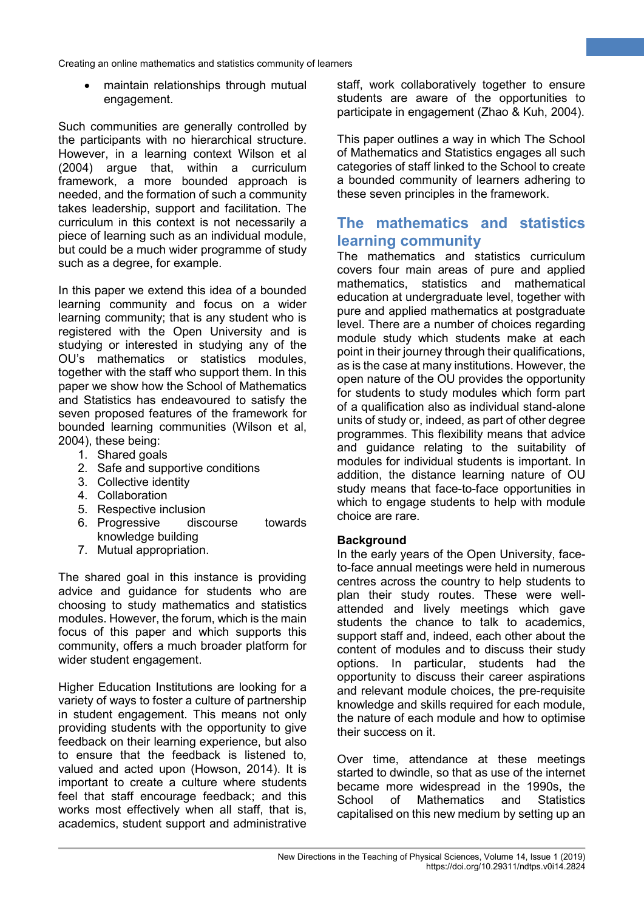- maintain relationships through mutual engagement.

Such communities are generally controlled by the participants with no hierarchical structure. However, in a learning context Wilson et al (2004) argue that, within a curriculum framework, a more bounded approach is needed, and the formation of such a community takes leadership, support and facilitation. The curriculum in this context is not necessarily a piece of learning such as an individual module, but could be a much wider programme of study such as a degree, for example.

In this paper we extend this idea of a bounded learning community and focus on a wider learning community; that is any student who is registered with the Open University and is studying or interested in studying any of the OU's mathematics or statistics modules, together with the staff who support them. In this paper we show how the School of Mathematics and Statistics has endeavoured to satisfy the seven proposed features of the framework for bounded learning communities (Wilson et al, 2004), these being:

1. Shared goals
2. Safe and supportive conditions
3. Collective identity
4. Collaboration
5. Respective inclusion
6. Progressive discourse towards knowledge building
7. Mutual appropriation.

The shared goal in this instance is providing advice and guidance for students who are choosing to study mathematics and statistics modules. However, the forum, which is the main focus of this paper and which supports this community, offers a much broader platform for wider student engagement.

Higher Education Institutions are looking for a variety of ways to foster a culture of partnership in student engagement. This means not only providing students with the opportunity to give feedback on their learning experience, but also to ensure that the feedback is listened to, valued and acted upon (Howson, 2014). It is important to create a culture where students feel that staff encourage feedback; and this works most effectively when all staff, that is, academics, student support and administrative staff, work collaboratively together to ensure students are aware of the opportunities to participate in engagement (Zhao & Kuh, 2004).

This paper outlines a way in which The School of Mathematics and Statistics engages all such categories of staff linked to the School to create a bounded community of learners adhering to these seven principles in the framework.

## The mathematics and statistics learning community

The mathematics and statistics curriculum covers four main areas of pure and applied mathematics, statistics and mathematical education at undergraduate level, together with pure and applied mathematics at postgraduate level. There are a number of choices regarding module study which students make at each point in their journey through their qualifications, as is the case at many institutions. However, the open nature of the OU provides the opportunity for students to study modules which form part of a qualification also as individual stand-alone units of study or, indeed, as part of other degree programmes. This flexibility means that advice and guidance relating to the suitability of modules for individual students is important. In addition, the distance learning nature of OU study means that face-to-face opportunities in which to engage students to help with module choice are rare.

### Background

In the early years of the Open University, face-to-face annual meetings were held in numerous centres across the country to help students to plan their study routes. These were well-attended and lively meetings which gave students the chance to talk to academics, support staff and, indeed, each other about the content of modules and to discuss their study options. In particular, students had the opportunity to discuss their career aspirations and relevant module choices, the pre-requisite knowledge and skills required for each module, the nature of each module and how to optimise their success on it.

Over time, attendance at these meetings started to dwindle, so that as use of the internet became more widespread in the 1990s, the School of Mathematics and Statistics capitalised on this new medium by setting up an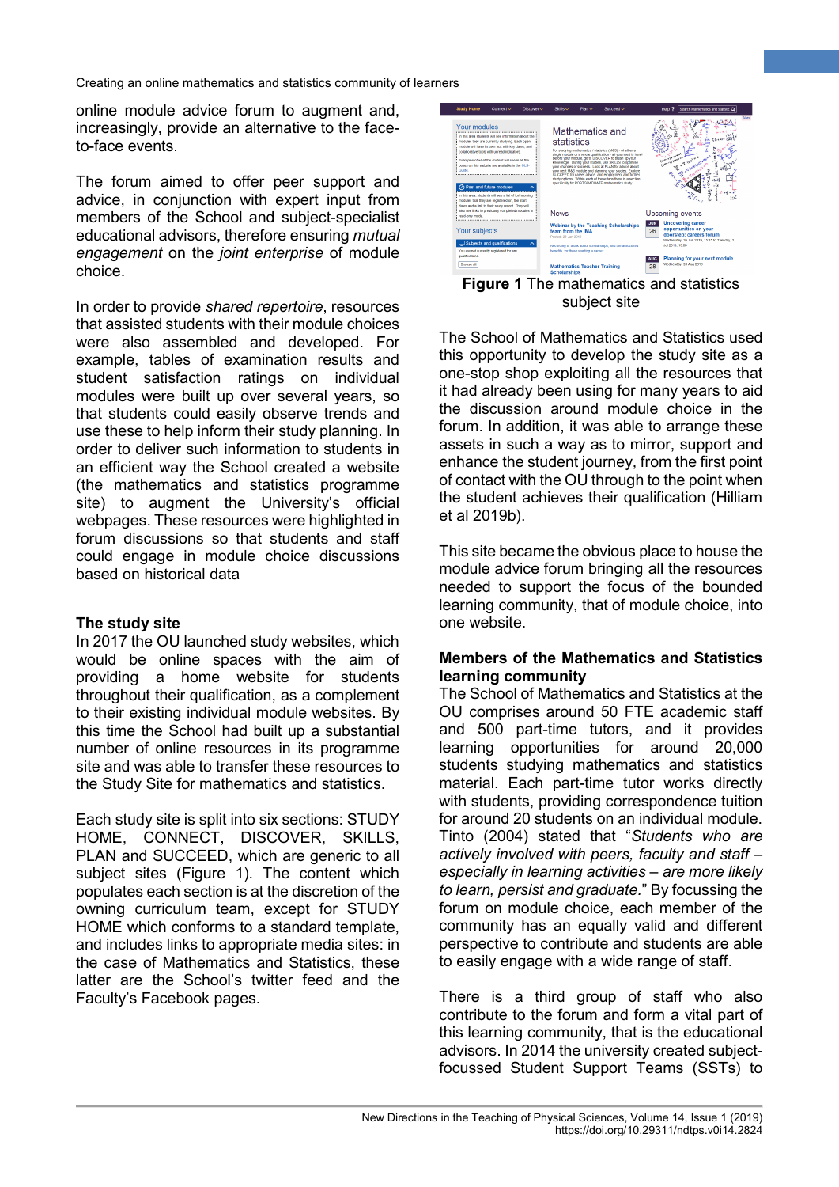online module advice forum to augment and, increasingly, provide an alternative to the face-to-face events.

The forum aimed to offer peer support and advice, in conjunction with expert input from members of the School and subject-specialist educational advisors, therefore ensuring *mutual engagement* on the *joint enterprise* of module choice.

In order to provide *shared repertoire*, resources that assisted students with their module choices were also assembled and developed. For example, tables of examination results and student satisfaction ratings on individual modules were built up over several years, so that students could easily observe trends and use these to help inform their study planning. In order to deliver such information to students in an efficient way the School created a website (the mathematics and statistics programme site) to augment the University's official webpages. These resources were highlighted in forum discussions so that students and staff could engage in module choice discussions based on historical data

### The study site

In 2017 the OU launched study websites, which would be online spaces with the aim of providing a home website for students throughout their qualification, as a complement to their existing individual module websites. By this time the School had built up a substantial number of online resources in its programme site and was able to transfer these resources to the Study Site for mathematics and statistics.

Each study site is split into six sections: STUDY HOME, CONNECT, DISCOVER, SKILLS, PLAN and SUCCEED, which are generic to all subject sites (Figure 1). The content which populates each section is at the discretion of the owning curriculum team, except for STUDY HOME which conforms to a standard template, and includes links to appropriate media sites: in the case of Mathematics and Statistics, these latter are the School's twitter feed and the Faculty's Facebook pages.

**Figure 1** The mathematics and statistics subject site

The School of Mathematics and Statistics used this opportunity to develop the study site as a one-stop shop exploiting all the resources that it had already been using for many years to aid the discussion around module choice in the forum. In addition, it was able to arrange these assets in such a way as to mirror, support and enhance the student journey, from the first point of contact with the OU through to the point when the student achieves their qualification (Hilliam et al 2019b).

This site became the obvious place to house the module advice forum bringing all the resources needed to support the focus of the bounded learning community, that of module choice, into one website.

### Members of the Mathematics and Statistics learning community

The School of Mathematics and Statistics at the OU comprises around 50 FTE academic staff and 500 part-time tutors, and it provides learning opportunities for around 20,000 students studying mathematics and statistics material. Each part-time tutor works directly with students, providing correspondence tuition for around 20 students on an individual module. Tinto (2004) stated that "*Students who are actively involved with peers, faculty and staff – especially in learning activities – are more likely to learn, persist and graduate.*" By focussing the forum on module choice, each member of the community has an equally valid and different perspective to contribute and students are able to easily engage with a wide range of staff.

There is a third group of staff who also contribute to the forum and form a vital part of this learning community, that is the educational advisors. In 2014 the university created subject-focussed Student Support Teams (SSTs) to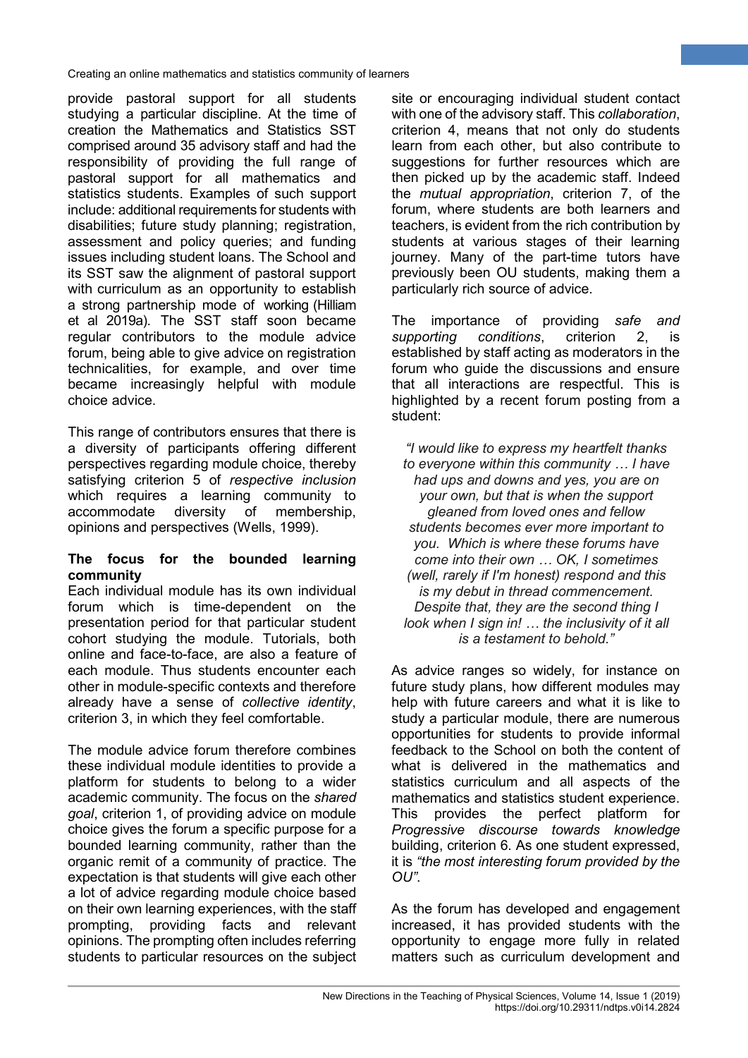provide pastoral support for all students studying a particular discipline. At the time of creation the Mathematics and Statistics SST comprised around 35 advisory staff and had the responsibility of providing the full range of pastoral support for all mathematics and statistics students. Examples of such support include: additional requirements for students with disabilities; future study planning; registration, assessment and policy queries; and funding issues including student loans. The School and its SST saw the alignment of pastoral support with curriculum as an opportunity to establish a strong partnership mode of working (Hilliam et al 2019a). The SST staff soon became regular contributors to the module advice forum, being able to give advice on registration technicalities, for example, and over time became increasingly helpful with module choice advice.

This range of contributors ensures that there is a diversity of participants offering different perspectives regarding module choice, thereby satisfying criterion 5 of *respective inclusion* which requires a learning community to accommodate diversity of membership, opinions and perspectives (Wells, 1999).

**The focus for the bounded learning community**

Each individual module has its own individual forum which is time-dependent on the presentation period for that particular student cohort studying the module. Tutorials, both online and face-to-face, are also a feature of each module. Thus students encounter each other in module-specific contexts and therefore already have a sense of *collective identity*, criterion 3, in which they feel comfortable.

The module advice forum therefore combines these individual module identities to provide a platform for students to belong to a wider academic community. The focus on the *shared goal*, criterion 1, of providing advice on module choice gives the forum a specific purpose for a bounded learning community, rather than the organic remit of a community of practice. The expectation is that students will give each other a lot of advice regarding module choice based on their own learning experiences, with the staff prompting, providing facts and relevant opinions. The prompting often includes referring students to particular resources on the subject site or encouraging individual student contact with one of the advisory staff. This *collaboration*, criterion 4, means that not only do students learn from each other, but also contribute to suggestions for further resources which are then picked up by the academic staff. Indeed the *mutual appropriation*, criterion 7, of the forum, where students are both learners and teachers, is evident from the rich contribution by students at various stages of their learning journey. Many of the part-time tutors have previously been OU students, making them a particularly rich source of advice.

The importance of providing *safe and supporting conditions*, criterion 2, is established by staff acting as moderators in the forum who guide the discussions and ensure that all interactions are respectful. This is highlighted by a recent forum posting from a student:

> *"I would like to express my heartfelt thanks to everyone within this community … I have had ups and downs and yes, you are on your own, but that is when the support gleaned from loved ones and fellow students becomes ever more important to you. Which is where these forums have come into their own … OK, I sometimes (well, rarely if I'm honest) respond and this is my debut in thread commencement. Despite that, they are the second thing I look when I sign in! … the inclusivity of it all is a testament to behold."*

As advice ranges so widely, for instance on future study plans, how different modules may help with future careers and what it is like to study a particular module, there are numerous opportunities for students to provide informal feedback to the School on both the content of what is delivered in the mathematics and statistics curriculum and all aspects of the mathematics and statistics student experience. This provides the perfect platform for *Progressive discourse towards knowledge* building, criterion 6. As one student expressed, it is *"the most interesting forum provided by the OU"*.

As the forum has developed and engagement increased, it has provided students with the opportunity to engage more fully in related matters such as curriculum development and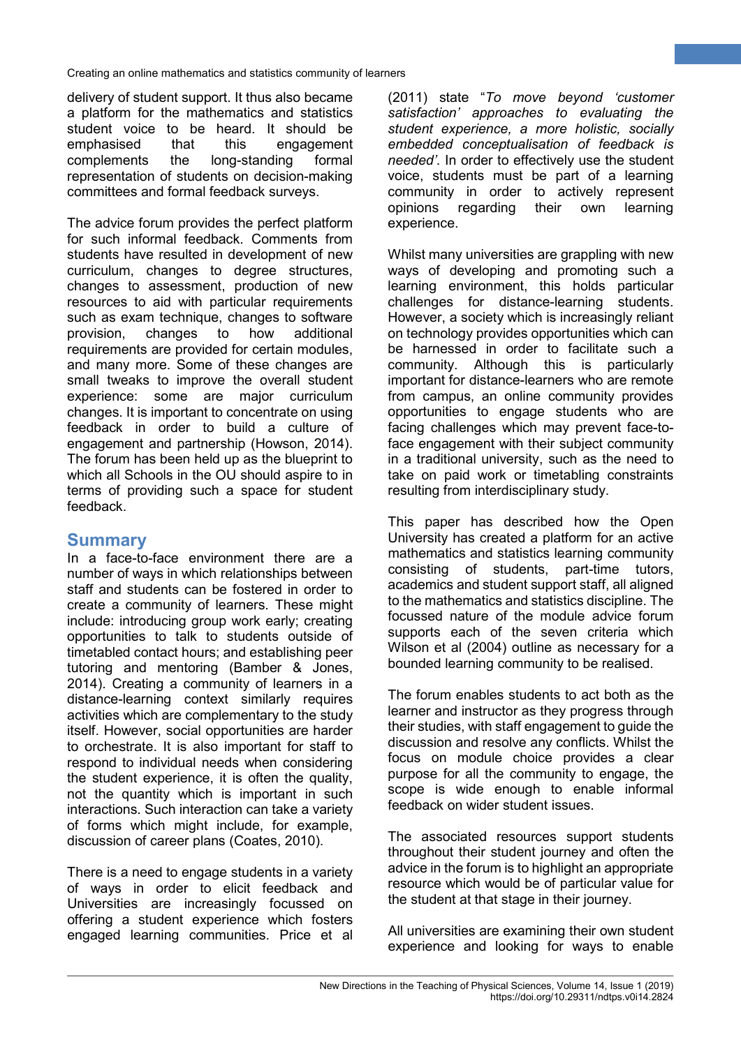delivery of student support. It thus also became a platform for the mathematics and statistics student voice to be heard. It should be emphasised that this engagement complements the long-standing formal representation of students on decision-making committees and formal feedback surveys.

The advice forum provides the perfect platform for such informal feedback. Comments from students have resulted in development of new curriculum, changes to degree structures, changes to assessment, production of new resources to aid with particular requirements such as exam technique, changes to software provision, changes to how additional requirements are provided for certain modules, and many more. Some of these changes are small tweaks to improve the overall student experience: some are major curriculum changes. It is important to concentrate on using feedback in order to build a culture of engagement and partnership (Howson, 2014). The forum has been held up as the blueprint to which all Schools in the OU should aspire to in terms of providing such a space for student feedback.

## Summary

In a face-to-face environment there are a number of ways in which relationships between staff and students can be fostered in order to create a community of learners. These might include: introducing group work early; creating opportunities to talk to students outside of timetabled contact hours; and establishing peer tutoring and mentoring (Bamber & Jones, 2014). Creating a community of learners in a distance-learning context similarly requires activities which are complementary to the study itself. However, social opportunities are harder to orchestrate. It is also important for staff to respond to individual needs when considering the student experience, it is often the quality, not the quantity which is important in such interactions. Such interaction can take a variety of forms which might include, for example, discussion of career plans (Coates, 2010).

There is a need to engage students in a variety of ways in order to elicit feedback and Universities are increasingly focussed on offering a student experience which fosters engaged learning communities. Price et al (2011) state "*To move beyond 'customer satisfaction' approaches to evaluating the student experience, a more holistic, socially embedded conceptualisation of feedback is needed'*. In order to effectively use the student voice, students must be part of a learning community in order to actively represent opinions regarding their own learning experience.

Whilst many universities are grappling with new ways of developing and promoting such a learning environment, this holds particular challenges for distance-learning students. However, a society which is increasingly reliant on technology provides opportunities which can be harnessed in order to facilitate such a community. Although this is particularly important for distance-learners who are remote from campus, an online community provides opportunities to engage students who are facing challenges which may prevent face-to-face engagement with their subject community in a traditional university, such as the need to take on paid work or timetabling constraints resulting from interdisciplinary study.

This paper has described how the Open University has created a platform for an active mathematics and statistics learning community consisting of students, part-time tutors, academics and student support staff, all aligned to the mathematics and statistics discipline. The focussed nature of the module advice forum supports each of the seven criteria which Wilson et al (2004) outline as necessary for a bounded learning community to be realised.

The forum enables students to act both as the learner and instructor as they progress through their studies, with staff engagement to guide the discussion and resolve any conflicts. Whilst the focus on module choice provides a clear purpose for all the community to engage, the scope is wide enough to enable informal feedback on wider student issues.

The associated resources support students throughout their student journey and often the advice in the forum is to highlight an appropriate resource which would be of particular value for the student at that stage in their journey.

All universities are examining their own student experience and looking for ways to enable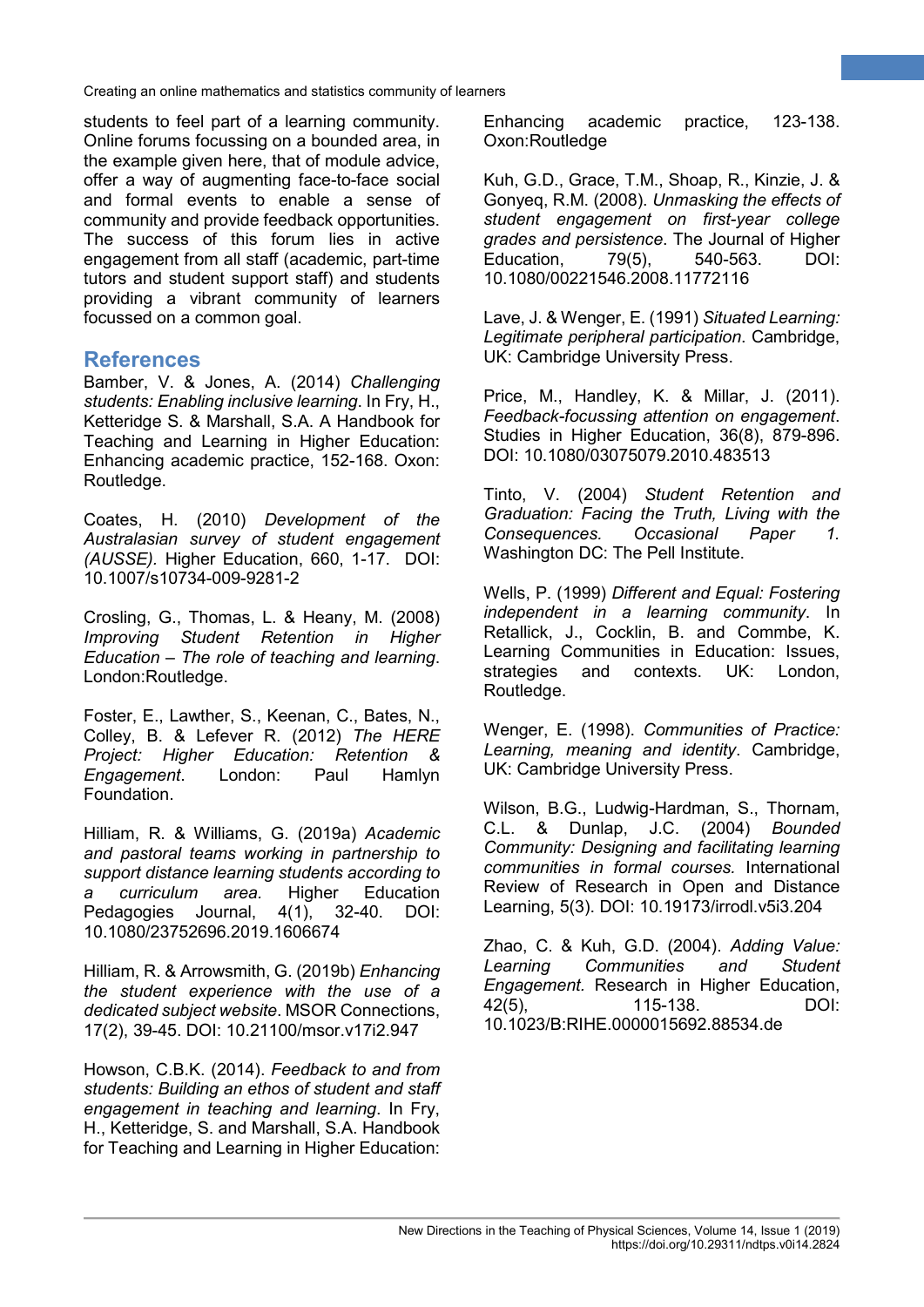students to feel part of a learning community. Online forums focussing on a bounded area, in the example given here, that of module advice, offer a way of augmenting face-to-face social and formal events to enable a sense of community and provide feedback opportunities. The success of this forum lies in active engagement from all staff (academic, part-time tutors and student support staff) and students providing a vibrant community of learners focussed on a common goal.

## References

Bamber, V. & Jones, A. (2014) *Challenging students: Enabling inclusive learning*. In Fry, H., Ketteridge S. & Marshall, S.A. A Handbook for Teaching and Learning in Higher Education: Enhancing academic practice, 152-168. Oxon: Routledge.

Coates, H. (2010) *Development of the Australasian survey of student engagement (AUSSE).* Higher Education, 660, 1-17. DOI: 10.1007/s10734-009-9281-2

Crosling, G., Thomas, L. & Heany, M. (2008) *Improving Student Retention in Higher Education – The role of teaching and learning*. London:Routledge.

Foster, E., Lawther, S., Keenan, C., Bates, N., Colley, B. & Lefever R. (2012) *The HERE Project: Higher Education: Retention & Engagement.* London: Paul Hamlyn Foundation.

Hilliam, R. & Williams, G. (2019a) *Academic and pastoral teams working in partnership to support distance learning students according to a curriculum area.* Higher Education Pedagogies Journal, 4(1), 32-40. DOI: 10.1080/23752696.2019.1606674

Hilliam, R. & Arrowsmith, G. (2019b) *Enhancing the student experience with the use of a dedicated subject website*. MSOR Connections, 17(2), 39-45. DOI: 10.21100/msor.v17i2.947

Howson, C.B.K. (2014). *Feedback to and from students: Building an ethos of student and staff engagement in teaching and learning*. In Fry, H., Ketteridge, S. and Marshall, S.A. Handbook for Teaching and Learning in Higher Education: Enhancing academic practice, 123-138. Oxon:Routledge

Kuh, G.D., Grace, T.M., Shoap, R., Kinzie, J. & Gonyeq, R.M. (2008). *Unmasking the effects of student engagement on first-year college grades and persistence*. The Journal of Higher Education, 79(5), 540-563. DOI: 10.1080/00221546.2008.11772116

Lave, J. & Wenger, E. (1991) *Situated Learning: Legitimate peripheral participation*. Cambridge, UK: Cambridge University Press.

Price, M., Handley, K. & Millar, J. (2011). *Feedback-focussing attention on engagement*. Studies in Higher Education, 36(8), 879-896. DOI: 10.1080/03075079.2010.483513

Tinto, V. (2004) *Student Retention and Graduation: Facing the Truth, Living with the Consequences. Occasional Paper 1.* Washington DC: The Pell Institute.

Wells, P. (1999) *Different and Equal: Fostering independent in a learning community*. In Retallick, J., Cocklin, B. and Commbe, K. Learning Communities in Education: Issues, strategies and contexts. UK: London, Routledge.

Wenger, E. (1998). *Communities of Practice: Learning, meaning and identity*. Cambridge, UK: Cambridge University Press.

Wilson, B.G., Ludwig-Hardman, S., Thornam, C.L. & Dunlap, J.C. (2004) *Bounded Community: Designing and facilitating learning communities in formal courses.* International Review of Research in Open and Distance Learning, 5(3). DOI: 10.19173/irrodl.v5i3.204

Zhao, C. & Kuh, G.D. (2004). *Adding Value: Learning Communities and Student Engagement.* Research in Higher Education, 42(5), 115-138. DOI: 10.1023/B:RIHE.0000015692.88534.de